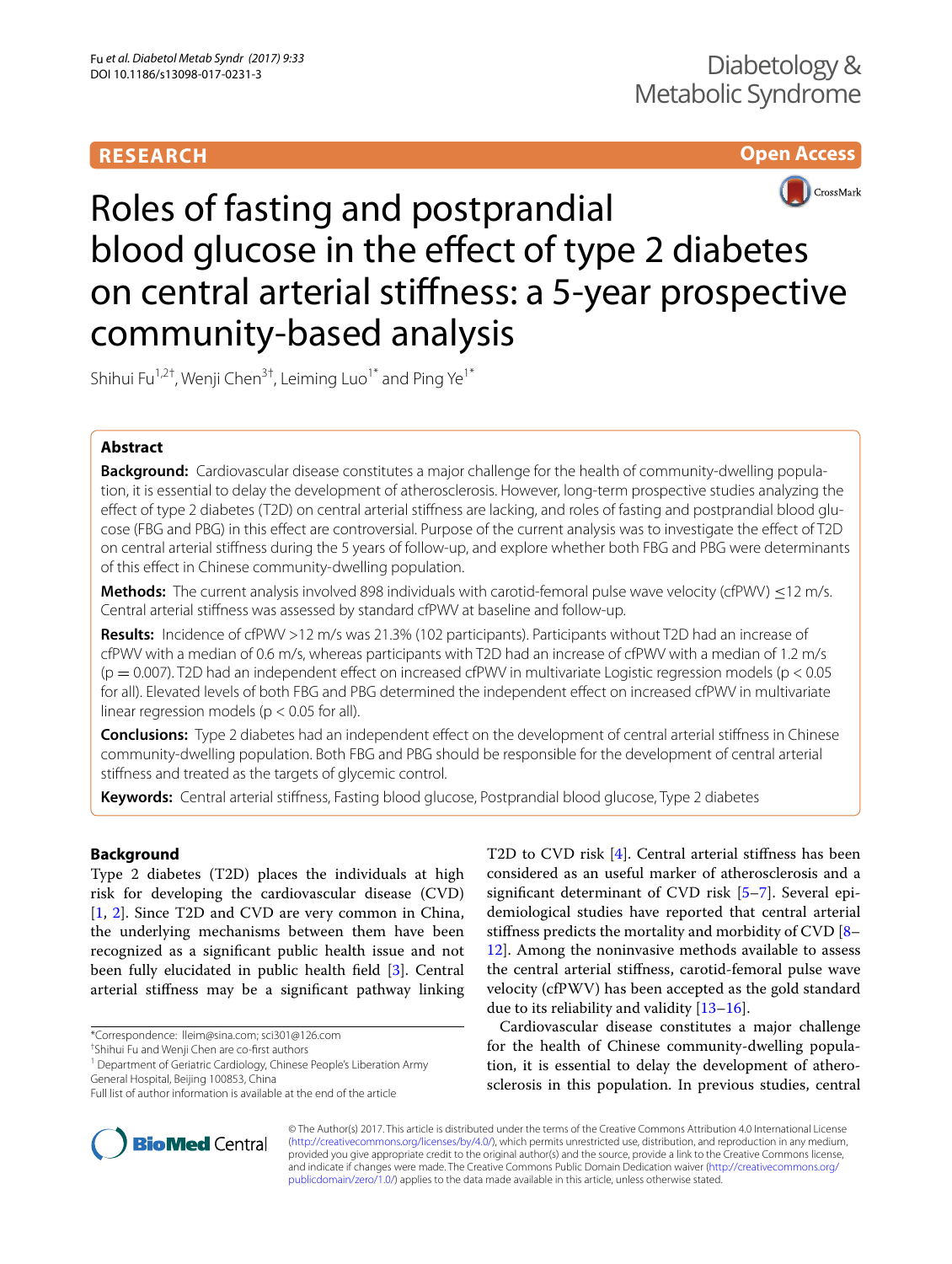RESEARCH

Open Access

# Roles of fasting and postprandial blood glucose in the effect of type 2 diabetes on central arterial stiffness: a 5-year prospective community-based analysis

Shihui Fu[1,2†], Wenji Chen[3†], Leiming Luo[1*] and Ping Ye[1*]

## Abstract

**Background:** Cardiovascular disease constitutes a major challenge for the health of community-dwelling population, it is essential to delay the development of atherosclerosis. However, long-term prospective studies analyzing the effect of type 2 diabetes (T2D) on central arterial stiffness are lacking, and roles of fasting and postprandial blood glucose (FBG and PBG) in this effect are controversial. Purpose of the current analysis was to investigate the effect of T2D on central arterial stiffness during the 5 years of follow-up, and explore whether both FBG and PBG were determinants of this effect in Chinese community-dwelling population.

**Methods:** The current analysis involved 898 individuals with carotid-femoral pulse wave velocity (cfPWV) ≤12 m/s. Central arterial stiffness was assessed by standard cfPWV at baseline and follow-up.

**Results:** Incidence of cfPWV >12 m/s was 21.3% (102 participants). Participants without T2D had an increase of cfPWV with a median of 0.6 m/s, whereas participants with T2D had an increase of cfPWV with a median of 1.2 m/s ($p = 0.007$). T2D had an independent effect on increased cfPWV in multivariate Logistic regression models ($p < 0.05$ for all). Elevated levels of both FBG and PBG determined the independent effect on increased cfPWV in multivariate linear regression models ($p < 0.05$ for all).

**Conclusions:** Type 2 diabetes had an independent effect on the development of central arterial stiffness in Chinese community-dwelling population. Both FBG and PBG should be responsible for the development of central arterial stiffness and treated as the targets of glycemic control.

**Keywords:** Central arterial stiffness, Fasting blood glucose, Postprandial blood glucose, Type 2 diabetes

## Background

Type 2 diabetes (T2D) places the individuals at high risk for developing the cardiovascular disease (CVD) [1, 2]. Since T2D and CVD are very common in China, the underlying mechanisms between them have been recognized as a significant public health issue and not been fully elucidated in public health field [3]. Central arterial stiffness may be a significant pathway linking T2D to CVD risk [4]. Central arterial stiffness has been considered as an useful marker of atherosclerosis and a significant determinant of CVD risk [5–7]. Several epidemiological studies have reported that central arterial stiffness predicts the mortality and morbidity of CVD [8–12]. Among the noninvasive methods available to assess the central arterial stiffness, carotid-femoral pulse wave velocity (cfPWV) has been accepted as the gold standard due to its reliability and validity [13–16].

Cardiovascular disease constitutes a major challenge for the health of Chinese community-dwelling population, it is essential to delay the development of atherosclerosis in this population. In previous studies, central

*Correspondence: lleim@sina.com; sci301@126.com

†Shihui Fu and Wenji Chen are co-first authors

[1] Department of Geriatric Cardiology, Chinese People's Liberation Army General Hospital, Beijing 100853, China

Full list of author information is available at the end of the article

© The Author(s) 2017. This article is distributed under the terms of the Creative Commons Attribution 4.0 International License (http://creativecommons.org/licenses/by/4.0/), which permits unrestricted use, distribution, and reproduction in any medium, provided you give appropriate credit to the original author(s) and the source, provide a link to the Creative Commons license, and indicate if changes were made. The Creative Commons Public Domain Dedication waiver (http://creativecommons.org/publicdomain/zero/1.0/) applies to the data made available in this article, unless otherwise stated.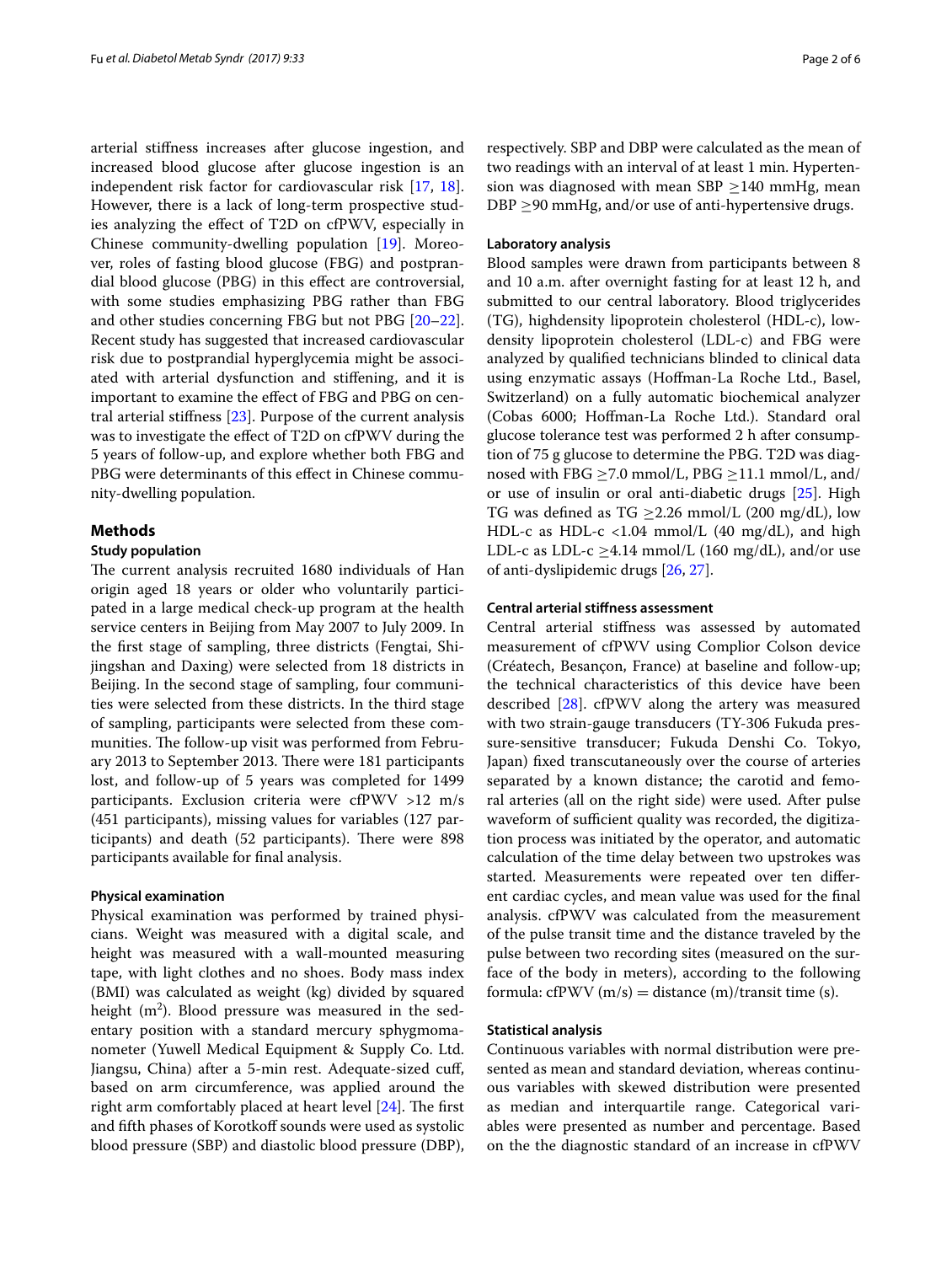arterial stiffness increases after glucose ingestion, and increased blood glucose after glucose ingestion is an independent risk factor for cardiovascular risk [17, 18]. However, there is a lack of long-term prospective studies analyzing the effect of T2D on cfPWV, especially in Chinese community-dwelling population [19]. Moreover, roles of fasting blood glucose (FBG) and postprandial blood glucose (PBG) in this effect are controversial, with some studies emphasizing PBG rather than FBG and other studies concerning FBG but not PBG [20–22]. Recent study has suggested that increased cardiovascular risk due to postprandial hyperglycemia might be associated with arterial dysfunction and stiffening, and it is important to examine the effect of FBG and PBG on central arterial stiffness [23]. Purpose of the current analysis was to investigate the effect of T2D on cfPWV during the 5 years of follow-up, and explore whether both FBG and PBG were determinants of this effect in Chinese community-dwelling population.

## Methods

### Study population

The current analysis recruited 1680 individuals of Han origin aged 18 years or older who voluntarily participated in a large medical check-up program at the health service centers in Beijing from May 2007 to July 2009. In the first stage of sampling, three districts (Fengtai, Shijingshan and Daxing) were selected from 18 districts in Beijing. In the second stage of sampling, four communities were selected from these districts. In the third stage of sampling, participants were selected from these communities. The follow-up visit was performed from February 2013 to September 2013. There were 181 participants lost, and follow-up of 5 years was completed for 1499 participants. Exclusion criteria were cfPWV >12 m/s (451 participants), missing values for variables (127 participants) and death (52 participants). There were 898 participants available for final analysis.

### Physical examination

Physical examination was performed by trained physicians. Weight was measured with a digital scale, and height was measured with a wall-mounted measuring tape, with light clothes and no shoes. Body mass index (BMI) was calculated as weight (kg) divided by squared height ($m^2$). Blood pressure was measured in the sedentary position with a standard mercury sphygmomanometer (Yuwell Medical Equipment & Supply Co. Ltd. Jiangsu, China) after a 5-min rest. Adequate-sized cuff, based on arm circumference, was applied around the right arm comfortably placed at heart level [24]. The first and fifth phases of Korotkoff sounds were used as systolic blood pressure (SBP) and diastolic blood pressure (DBP), respectively. SBP and DBP were calculated as the mean of two readings with an interval of at least 1 min. Hypertension was diagnosed with mean SBP ≥140 mmHg, mean DBP ≥90 mmHg, and/or use of anti-hypertensive drugs.

### Laboratory analysis

Blood samples were drawn from participants between 8 and 10 a.m. after overnight fasting for at least 12 h, and submitted to our central laboratory. Blood triglycerides (TG), highdensity lipoprotein cholesterol (HDL-c), low-density lipoprotein cholesterol (LDL-c) and FBG were analyzed by qualified technicians blinded to clinical data using enzymatic assays (Hoffman-La Roche Ltd., Basel, Switzerland) on a fully automatic biochemical analyzer (Cobas 6000; Hoffman-La Roche Ltd.). Standard oral glucose tolerance test was performed 2 h after consumption of 75 g glucose to determine the PBG. T2D was diagnosed with FBG ≥7.0 mmol/L, PBG ≥11.1 mmol/L, and/or use of insulin or oral anti-diabetic drugs [25]. High TG was defined as TG ≥2.26 mmol/L (200 mg/dL), low HDL-c as HDL-c <1.04 mmol/L (40 mg/dL), and high LDL-c as LDL-c ≥4.14 mmol/L (160 mg/dL), and/or use of anti-dyslipidemic drugs [26, 27].

### Central arterial stiffness assessment

Central arterial stiffness was assessed by automated measurement of cfPWV using Complior Colson device (Créatech, Besançon, France) at baseline and follow-up; the technical characteristics of this device have been described [28]. cfPWV along the artery was measured with two strain-gauge transducers (TY-306 Fukuda pressure-sensitive transducer; Fukuda Denshi Co. Tokyo, Japan) fixed transcutaneously over the course of arteries separated by a known distance; the carotid and femoral arteries (all on the right side) were used. After pulse waveform of sufficient quality was recorded, the digitization process was initiated by the operator, and automatic calculation of the time delay between two upstrokes was started. Measurements were repeated over ten different cardiac cycles, and mean value was used for the final analysis. cfPWV was calculated from the measurement of the pulse transit time and the distance traveled by the pulse between two recording sites (measured on the surface of the body in meters), according to the following formula: cfPWV (m/s) = distance (m)/transit time (s).

### Statistical analysis

Continuous variables with normal distribution were presented as mean and standard deviation, whereas continuous variables with skewed distribution were presented as median and interquartile range. Categorical variables were presented as number and percentage. Based on the the diagnostic standard of an increase in cfPWV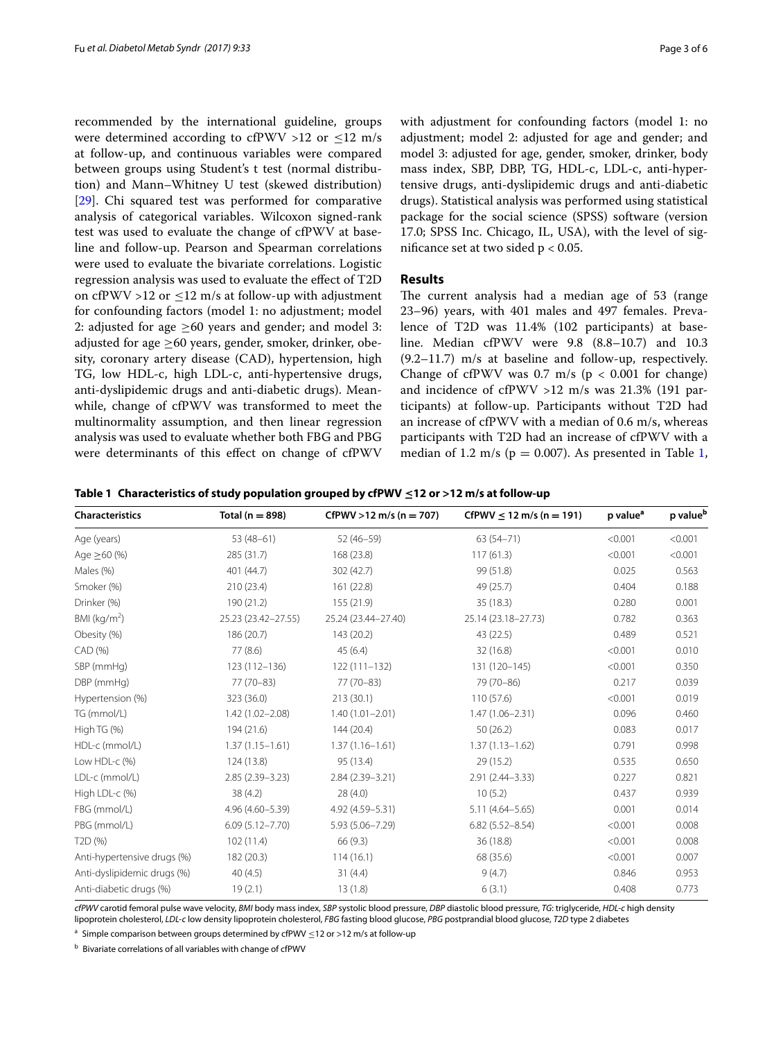recommended by the international guideline, groups were determined according to cfPWV >12 or ≤12 m/s at follow-up, and continuous variables were compared between groups using Student's t test (normal distribution) and Mann–Whitney U test (skewed distribution) [29]. Chi squared test was performed for comparative analysis of categorical variables. Wilcoxon signed-rank test was used to evaluate the change of cfPWV at baseline and follow-up. Pearson and Spearman correlations were used to evaluate the bivariate correlations. Logistic regression analysis was used to evaluate the effect of T2D on cfPWV >12 or ≤12 m/s at follow-up with adjustment for confounding factors (model 1: no adjustment; model 2: adjusted for age ≥60 years and gender; and model 3: adjusted for age ≥60 years, gender, smoker, drinker, obesity, coronary artery disease (CAD), hypertension, high TG, low HDL-c, high LDL-c, anti-hypertensive drugs, anti-dyslipidemic drugs and anti-diabetic drugs). Meanwhile, change of cfPWV was transformed to meet the multinormality assumption, and then linear regression analysis was used to evaluate whether both FBG and PBG were determinants of this effect on change of cfPWV with adjustment for confounding factors (model 1: no adjustment; model 2: adjusted for age and gender; and model 3: adjusted for age, gender, smoker, drinker, body mass index, SBP, DBP, TG, HDL-c, LDL-c, anti-hypertensive drugs, anti-dyslipidemic drugs and anti-diabetic drugs). Statistical analysis was performed using statistical package for the social science (SPSS) software (version 17.0; SPSS Inc. Chicago, IL, USA), with the level of significance set at two sided $p < 0.05$.

## Results

The current analysis had a median age of 53 (range 23–96) years, with 401 males and 497 females. Prevalence of T2D was 11.4% (102 participants) at baseline. Median cfPWV were 9.8 (8.8–10.7) and 10.3 (9.2–11.7) m/s at baseline and follow-up, respectively. Change of cfPWV was 0.7 m/s ($p < 0.001$ for change) and incidence of cfPWV >12 m/s was 21.3% (191 participants) at follow-up. Participants without T2D had an increase of cfPWV with a median of 0.6 m/s, whereas participants with T2D had an increase of cfPWV with a median of 1.2 m/s ($p = 0.007$). As presented in Table 1,

**Table 1 Characteristics of study population grouped by cfPWV ≤12 or >12 m/s at follow-up**

| Characteristics | Total (n = 898) | CfPWV >12 m/s (n = 707) | CfPWV ≤ 12 m/s (n = 191) | p value[a] | p value[b] |
|---|---|---|---|---|---|
| Age (years) | 53 (48–61) | 52 (46–59) | 63 (54–71) | <0.001 | <0.001 |
| Age ≥60 (%) | 285 (31.7) | 168 (23.8) | 117 (61.3) | <0.001 | <0.001 |
| Males (%) | 401 (44.7) | 302 (42.7) | 99 (51.8) | 0.025 | 0.563 |
| Smoker (%) | 210 (23.4) | 161 (22.8) | 49 (25.7) | 0.404 | 0.188 |
| Drinker (%) | 190 (21.2) | 155 (21.9) | 35 (18.3) | 0.280 | 0.001 |
| BMI (kg/m$^2$) | 25.23 (23.42–27.55) | 25.24 (23.44–27.40) | 25.14 (23.18–27.73) | 0.782 | 0.363 |
| Obesity (%) | 186 (20.7) | 143 (20.2) | 43 (22.5) | 0.489 | 0.521 |
| CAD (%) | 77 (8.6) | 45 (6.4) | 32 (16.8) | <0.001 | 0.010 |
| SBP (mmHg) | 123 (112–136) | 122 (111–132) | 131 (120–145) | <0.001 | 0.350 |
| DBP (mmHg) | 77 (70–83) | 77 (70–83) | 79 (70–86) | 0.217 | 0.039 |
| Hypertension (%) | 323 (36.0) | 213 (30.1) | 110 (57.6) | <0.001 | 0.019 |
| TG (mmol/L) | 1.42 (1.02–2.08) | 1.40 (1.01–2.01) | 1.47 (1.06–2.31) | 0.096 | 0.460 |
| High TG (%) | 194 (21.6) | 144 (20.4) | 50 (26.2) | 0.083 | 0.017 |
| HDL-c (mmol/L) | 1.37 (1.15–1.61) | 1.37 (1.16–1.61) | 1.37 (1.13–1.62) | 0.791 | 0.998 |
| Low HDL-c (%) | 124 (13.8) | 95 (13.4) | 29 (15.2) | 0.535 | 0.650 |
| LDL-c (mmol/L) | 2.85 (2.39–3.23) | 2.84 (2.39–3.21) | 2.91 (2.44–3.33) | 0.227 | 0.821 |
| High LDL-c (%) | 38 (4.2) | 28 (4.0) | 10 (5.2) | 0.437 | 0.939 |
| FBG (mmol/L) | 4.96 (4.60–5.39) | 4.92 (4.59–5.31) | 5.11 (4.64–5.65) | 0.001 | 0.014 |
| PBG (mmol/L) | 6.09 (5.12–7.70) | 5.93 (5.06–7.29) | 6.82 (5.52–8.54) | <0.001 | 0.008 |
| T2D (%) | 102 (11.4) | 66 (9.3) | 36 (18.8) | <0.001 | 0.008 |
| Anti-hypertensive drugs (%) | 182 (20.3) | 114 (16.1) | 68 (35.6) | <0.001 | 0.007 |
| Anti-dyslipidemic drugs (%) | 40 (4.5) | 31 (4.4) | 9 (4.7) | 0.846 | 0.953 |
| Anti-diabetic drugs (%) | 19 (2.1) | 13 (1.8) | 6 (3.1) | 0.408 | 0.773 |

*cfPWV* carotid femoral pulse wave velocity, *BMI* body mass index, *SBP* systolic blood pressure, *DBP* diastolic blood pressure, *TG*: triglyceride, *HDL-c* high density lipoprotein cholesterol, *LDL-c* low density lipoprotein cholesterol, *FBG* fasting blood glucose, *PBG* postprandial blood glucose, *T2D* type 2 diabetes

[a] Simple comparison between groups determined by cfPWV ≤12 or >12 m/s at follow-up

[b] Bivariate correlations of all variables with change of cfPWV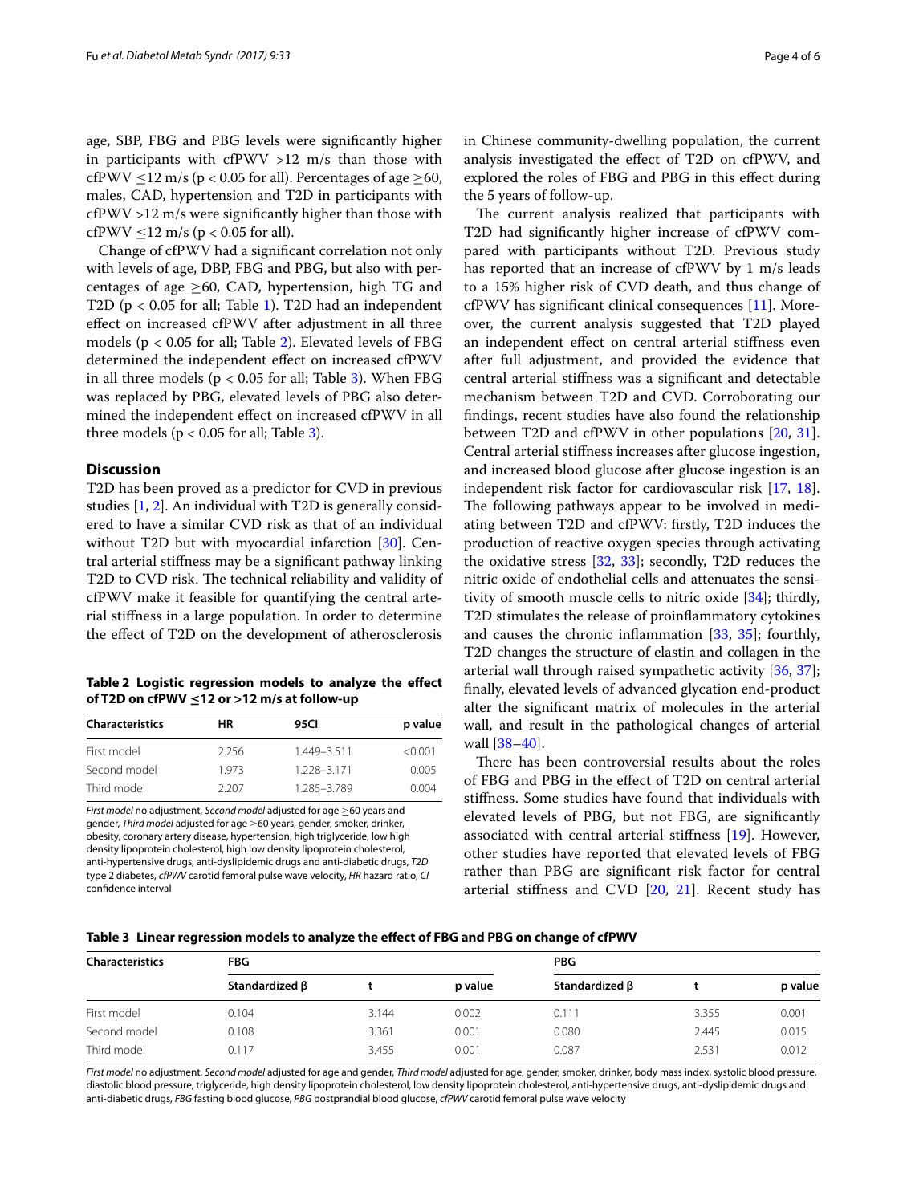age, SBP, FBG and PBG levels were significantly higher in participants with cfPWV >12 m/s than those with cfPWV ≤12 m/s ($p < 0.05$ for all). Percentages of age ≥60, males, CAD, hypertension and T2D in participants with cfPWV >12 m/s were significantly higher than those with cfPWV ≤12 m/s ($p < 0.05$ for all).

Change of cfPWV had a significant correlation not only with levels of age, DBP, FBG and PBG, but also with percentages of age ≥60, CAD, hypertension, high TG and T2D ($p < 0.05$ for all; Table 1). T2D had an independent effect on increased cfPWV after adjustment in all three models ($p < 0.05$ for all; Table 2). Elevated levels of FBG determined the independent effect on increased cfPWV in all three models ($p < 0.05$ for all; Table 3). When FBG was replaced by PBG, elevated levels of PBG also determined the independent effect on increased cfPWV in all three models ($p < 0.05$ for all; Table 3).

## Discussion

T2D has been proved as a predictor for CVD in previous studies [1, 2]. An individual with T2D is generally considered to have a similar CVD risk as that of an individual without T2D but with myocardial infarction [30]. Central arterial stiffness may be a significant pathway linking T2D to CVD risk. The technical reliability and validity of cfPWV make it feasible for quantifying the central arterial stiffness in a large population. In order to determine the effect of T2D on the development of atherosclerosis in Chinese community-dwelling population, the current analysis investigated the effect of T2D on cfPWV, and explored the roles of FBG and PBG in this effect during the 5 years of follow-up.

**Table 2 Logistic regression models to analyze the effect of T2D on cfPWV ≤12 or >12 m/s at follow-up**

| Characteristics | HR | 95CI | p value |
|---|---|---|---|
| First model | 2.256 | 1.449–3.511 | <0.001 |
| Second model | 1.973 | 1.228–3.171 | 0.005 |
| Third model | 2.207 | 1.285–3.789 | 0.004 |

*First model* no adjustment, *Second model* adjusted for age ≥60 years and gender, *Third model* adjusted for age ≥60 years, gender, smoker, drinker, obesity, coronary artery disease, hypertension, high triglyceride, low high density lipoprotein cholesterol, high low density lipoprotein cholesterol, anti-hypertensive drugs, anti-dyslipidemic drugs and anti-diabetic drugs, *T2D* type 2 diabetes, *cfPWV* carotid femoral pulse wave velocity, *HR* hazard ratio, *CI* confidence interval

The current analysis realized that participants with T2D had significantly higher increase of cfPWV compared with participants without T2D. Previous study has reported that an increase of cfPWV by 1 m/s leads to a 15% higher risk of CVD death, and thus change of cfPWV has significant clinical consequences [11]. Moreover, the current analysis suggested that T2D played an independent effect on central arterial stiffness even after full adjustment, and provided the evidence that central arterial stiffness was a significant and detectable mechanism between T2D and CVD. Corroborating our findings, recent studies have also found the relationship between T2D and cfPWV in other populations [20, 31]. Central arterial stiffness increases after glucose ingestion, and increased blood glucose after glucose ingestion is an independent risk factor for cardiovascular risk [17, 18]. The following pathways appear to be involved in mediating between T2D and cfPWV: firstly, T2D induces the production of reactive oxygen species through activating the oxidative stress [32, 33]; secondly, T2D reduces the nitric oxide of endothelial cells and attenuates the sensitivity of smooth muscle cells to nitric oxide [34]; thirdly, T2D stimulates the release of proinflammatory cytokines and causes the chronic inflammation [33, 35]; fourthly, T2D changes the structure of elastin and collagen in the arterial wall through raised sympathetic activity [36, 37]; finally, elevated levels of advanced glycation end-product alter the significant matrix of molecules in the arterial wall, and result in the pathological changes of arterial wall [38–40].

There has been controversial results about the roles of FBG and PBG in the effect of T2D on central arterial stiffness. Some studies have found that individuals with elevated levels of PBG, but not FBG, are significantly associated with central arterial stiffness [19]. However, other studies have reported that elevated levels of FBG rather than PBG are significant risk factor for central arterial stiffness and CVD [20, 21]. Recent study has

**Table 3 Linear regression models to analyze the effect of FBG and PBG on change of cfPWV**

| Characteristics | FBG | | | PBG | | |
|---|---|---|---|---|---|---|
| | Standardized β | t | p value | Standardized β | t | p value |
| First model | 0.104 | 3.144 | 0.002 | 0.111 | 3.355 | 0.001 |
| Second model | 0.108 | 3.361 | 0.001 | 0.080 | 2.445 | 0.015 |
| Third model | 0.117 | 3.455 | 0.001 | 0.087 | 2.531 | 0.012 |

*First model* no adjustment, *Second model* adjusted for age and gender, *Third model* adjusted for age, gender, smoker, drinker, body mass index, systolic blood pressure, diastolic blood pressure, triglyceride, high density lipoprotein cholesterol, low density lipoprotein cholesterol, anti-hypertensive drugs, anti-dyslipidemic drugs and anti-diabetic drugs, *FBG* fasting blood glucose, *PBG* postprandial blood glucose, *cfPWV* carotid femoral pulse wave velocity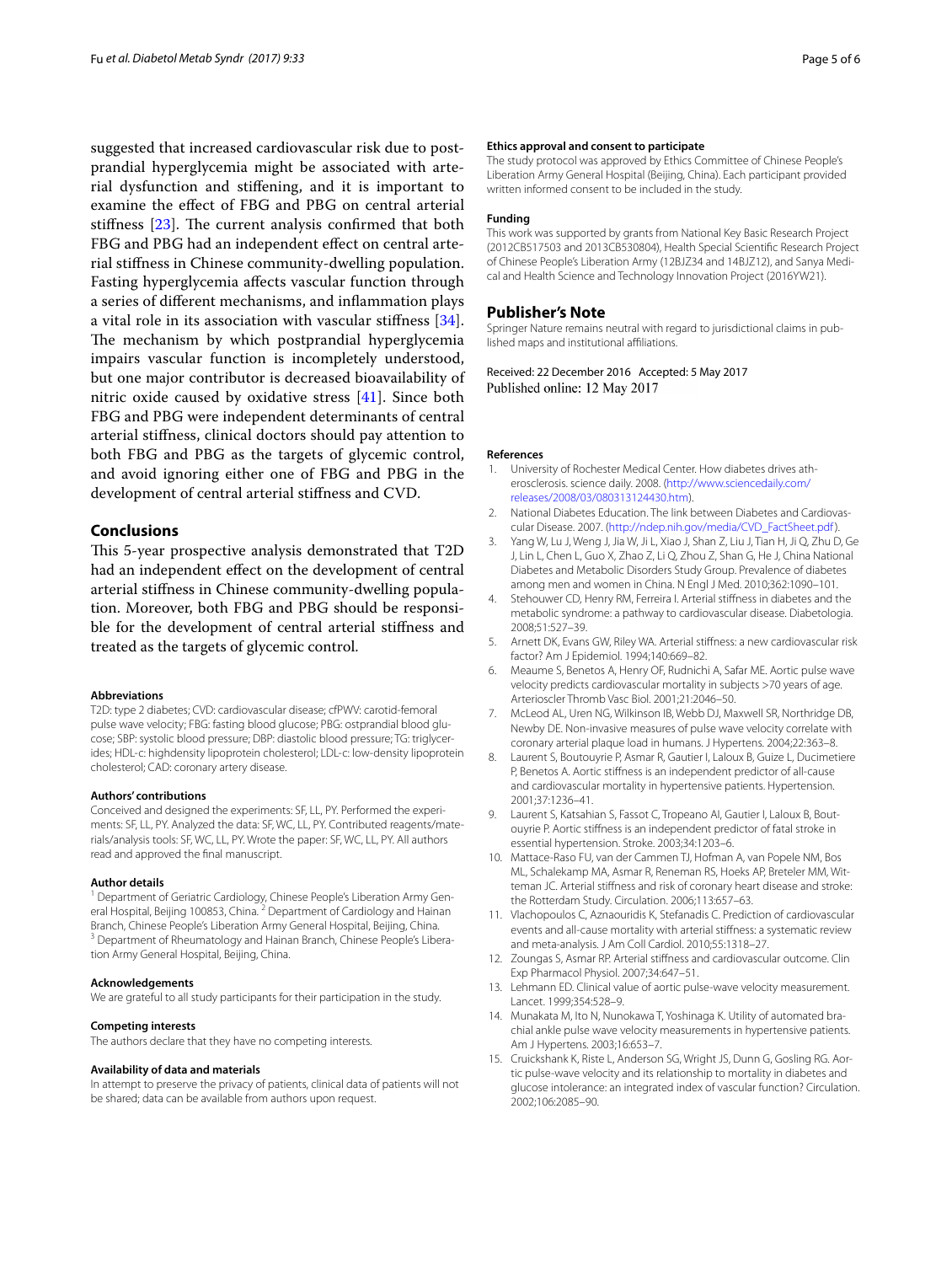suggested that increased cardiovascular risk due to postprandial hyperglycemia might be associated with arterial dysfunction and stiffening, and it is important to examine the effect of FBG and PBG on central arterial stiffness [23]. The current analysis confirmed that both FBG and PBG had an independent effect on central arterial stiffness in Chinese community-dwelling population. Fasting hyperglycemia affects vascular function through a series of different mechanisms, and inflammation plays a vital role in its association with vascular stiffness [34]. The mechanism by which postprandial hyperglycemia impairs vascular function is incompletely understood, but one major contributor is decreased bioavailability of nitric oxide caused by oxidative stress [41]. Since both FBG and PBG were independent determinants of central arterial stiffness, clinical doctors should pay attention to both FBG and PBG as the targets of glycemic control, and avoid ignoring either one of FBG and PBG in the development of central arterial stiffness and CVD.

## Conclusions

This 5-year prospective analysis demonstrated that T2D had an independent effect on the development of central arterial stiffness in Chinese community-dwelling population. Moreover, both FBG and PBG should be responsible for the development of central arterial stiffness and treated as the targets of glycemic control.

#### Abbreviations

T2D: type 2 diabetes; CVD: cardiovascular disease; cfPWV: carotid-femoral pulse wave velocity; FBG: fasting blood glucose; PBG: ostprandial blood glucose; SBP: systolic blood pressure; DBP: diastolic blood pressure; TG: triglycerides; HDL-c: highdensity lipoprotein cholesterol; LDL-c: low-density lipoprotein cholesterol; CAD: coronary artery disease.

#### Authors' contributions

Conceived and designed the experiments: SF, LL, PY. Performed the experiments: SF, LL, PY. Analyzed the data: SF, WC, LL, PY. Contributed reagents/materials/analysis tools: SF, WC, LL, PY. Wrote the paper: SF, WC, LL, PY. All authors read and approved the final manuscript.

#### Author details

[1] Department of Geriatric Cardiology, Chinese People's Liberation Army General Hospital, Beijing 100853, China. [2] Department of Cardiology and Hainan Branch, Chinese People's Liberation Army General Hospital, Beijing, China. [3] Department of Rheumatology and Hainan Branch, Chinese People's Liberation Army General Hospital, Beijing, China.

#### Acknowledgements

We are grateful to all study participants for their participation in the study.

#### Competing interests

The authors declare that they have no competing interests.

#### Availability of data and materials

In attempt to preserve the privacy of patients, clinical data of patients will not be shared; data can be available from authors upon request.

#### Ethics approval and consent to participate

The study protocol was approved by Ethics Committee of Chinese People's Liberation Army General Hospital (Beijing, China). Each participant provided written informed consent to be included in the study.

#### Funding

This work was supported by grants from National Key Basic Research Project (2012CB517503 and 2013CB530804), Health Special Scientific Research Project of Chinese People's Liberation Army (12BJZ34 and 14BJZ12), and Sanya Medical and Health Science and Technology Innovation Project (2016YW21).

## Publisher's Note

Springer Nature remains neutral with regard to jurisdictional claims in published maps and institutional affiliations.

Received: 22 December 2016 Accepted: 5 May 2017
Published online: 12 May 2017

#### References

1. University of Rochester Medical Center. How diabetes drives atherosclerosis. science daily. 2008. (http://www.sciencedaily.com/releases/2008/03/080313124430.htm).
2. National Diabetes Education. The link between Diabetes and Cardiovascular Disease. 2007. (http://ndep.nih.gov/media/CVD_FactSheet.pdf).
3. Yang W, Lu J, Weng J, Jia W, Ji L, Xiao J, Shan Z, Liu J, Tian H, Ji Q, Zhu D, Ge J, Lin L, Chen L, Guo X, Zhao Z, Li Q, Zhou Z, Shan G, He J, China National Diabetes and Metabolic Disorders Study Group. Prevalence of diabetes among men and women in China. N Engl J Med. 2010;362:1090–101.
4. Stehouwer CD, Henry RM, Ferreira I. Arterial stiffness in diabetes and the metabolic syndrome: a pathway to cardiovascular disease. Diabetologia. 2008;51:527–39.
5. Arnett DK, Evans GW, Riley WA. Arterial stiffness: a new cardiovascular risk factor? Am J Epidemiol. 1994;140:669–82.
6. Meaume S, Benetos A, Henry OF, Rudnichi A, Safar ME. Aortic pulse wave velocity predicts cardiovascular mortality in subjects >70 years of age. Arterioscler Thromb Vasc Biol. 2001;21:2046–50.
7. McLeod AL, Uren NG, Wilkinson IB, Webb DJ, Maxwell SR, Northridge DB, Newby DE. Non-invasive measures of pulse wave velocity correlate with coronary arterial plaque load in humans. J Hypertens. 2004;22:363–8.
8. Laurent S, Boutouyrie P, Asmar R, Gautier I, Laloux B, Guize L, Ducimetiere P, Benetos A. Aortic stiffness is an independent predictor of all-cause and cardiovascular mortality in hypertensive patients. Hypertension. 2001;37:1236–41.
9. Laurent S, Katsahian S, Fassot C, Tropeano AI, Gautier I, Laloux B, Boutouyrie P. Aortic stiffness is an independent predictor of fatal stroke in essential hypertension. Stroke. 2003;34:1203–6.
10. Mattace-Raso FU, van der Cammen TJ, Hofman A, van Popele NM, Bos ML, Schalekamp MA, Asmar R, Reneman RS, Hoeks AP, Breteler MM, Witteman JC. Arterial stiffness and risk of coronary heart disease and stroke: the Rotterdam Study. Circulation. 2006;113:657–63.
11. Vlachopoulos C, Aznaouridis K, Stefanadis C. Prediction of cardiovascular events and all-cause mortality with arterial stiffness: a systematic review and meta-analysis. J Am Coll Cardiol. 2010;55:1318–27.
12. Zoungas S, Asmar RP. Arterial stiffness and cardiovascular outcome. Clin Exp Pharmacol Physiol. 2007;34:647–51.
13. Lehmann ED. Clinical value of aortic pulse-wave velocity measurement. Lancet. 1999;354:528–9.
14. Munakata M, Ito N, Nunokawa T, Yoshinaga K. Utility of automated brachial ankle pulse wave velocity measurements in hypertensive patients. Am J Hypertens. 2003;16:653–7.
15. Cruickshank K, Riste L, Anderson SG, Wright JS, Dunn G, Gosling RG. Aortic pulse-wave velocity and its relationship to mortality in diabetes and glucose intolerance: an integrated index of vascular function? Circulation. 2002;106:2085–90.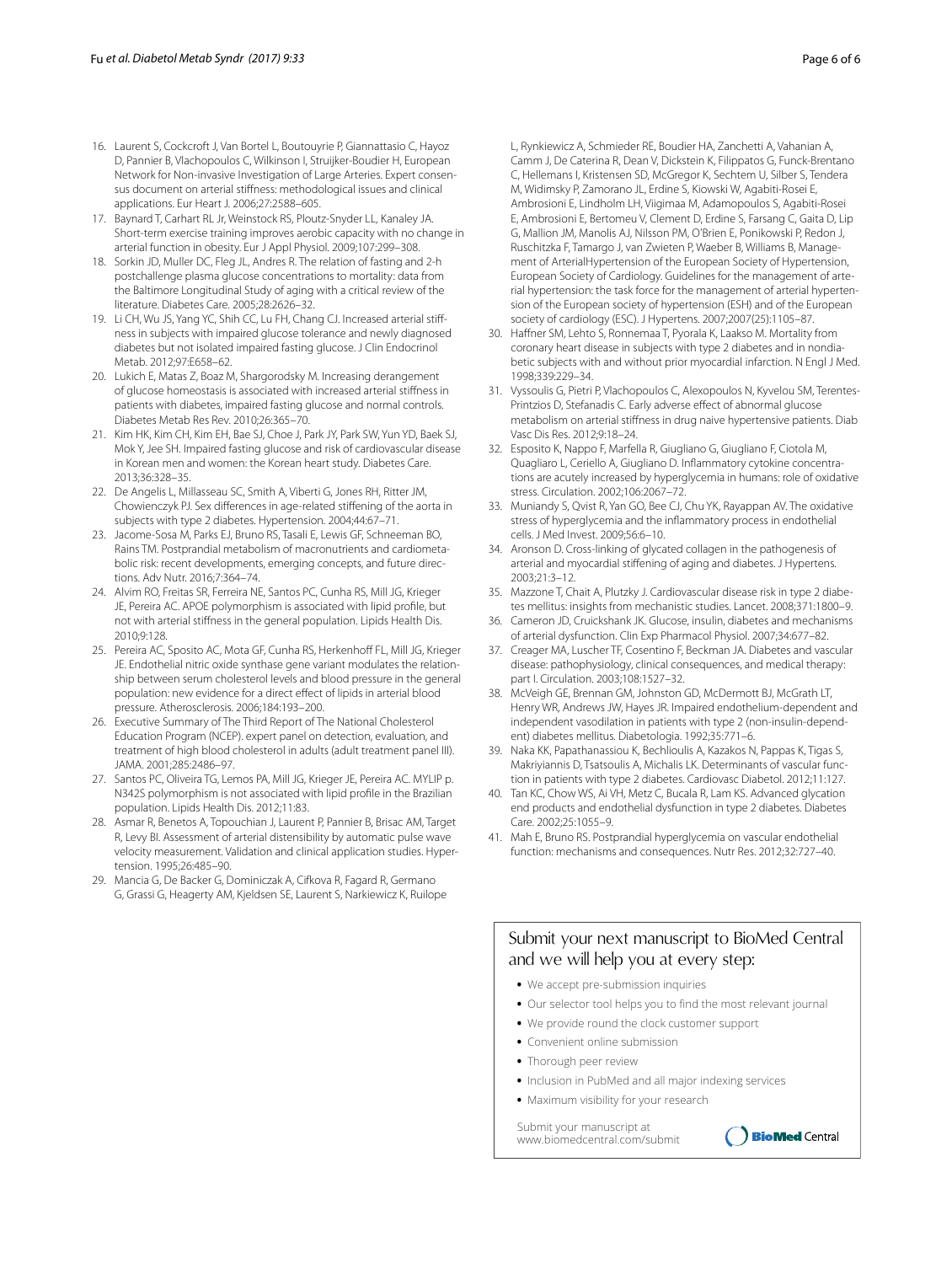16. Laurent S, Cockcroft J, Van Bortel L, Boutouyrie P, Giannattasio C, Hayoz D, Pannier B, Vlachopoulos C, Wilkinson I, Struijker-Boudier H, European Network for Non-invasive Investigation of Large Arteries. Expert consensus document on arterial stiffness: methodological issues and clinical applications. Eur Heart J. 2006;27:2588–605.
17. Baynard T, Carhart RL Jr, Weinstock RS, Ploutz-Snyder LL, Kanaley JA. Short-term exercise training improves aerobic capacity with no change in arterial function in obesity. Eur J Appl Physiol. 2009;107:299–308.
18. Sorkin JD, Muller DC, Fleg JL, Andres R. The relation of fasting and 2-h postchallenge plasma glucose concentrations to mortality: data from the Baltimore Longitudinal Study of aging with a critical review of the literature. Diabetes Care. 2005;28:2626–32.
19. Li CH, Wu JS, Yang YC, Shih CC, Lu FH, Chang CJ. Increased arterial stiffness in subjects with impaired glucose tolerance and newly diagnosed diabetes but not isolated impaired fasting glucose. J Clin Endocrinol Metab. 2012;97:E658–62.
20. Lukich E, Matas Z, Boaz M, Shargorodsky M. Increasing derangement of glucose homeostasis is associated with increased arterial stiffness in patients with diabetes, impaired fasting glucose and normal controls. Diabetes Metab Res Rev. 2010;26:365–70.
21. Kim HK, Kim CH, Kim EH, Bae SJ, Choe J, Park JY, Park SW, Yun YD, Baek SJ, Mok Y, Jee SH. Impaired fasting glucose and risk of cardiovascular disease in Korean men and women: the Korean heart study. Diabetes Care. 2013;36:328–35.
22. De Angelis L, Millasseau SC, Smith A, Viberti G, Jones RH, Ritter JM, Chowienczyk PJ. Sex differences in age-related stiffening of the aorta in subjects with type 2 diabetes. Hypertension. 2004;44:67–71.
23. Jacome-Sosa M, Parks EJ, Bruno RS, Tasali E, Lewis GF, Schneeman BO, Rains TM. Postprandial metabolism of macronutrients and cardiometabolic risk: recent developments, emerging concepts, and future directions. Adv Nutr. 2016;7:364–74.
24. Alvim RO, Freitas SR, Ferreira NE, Santos PC, Cunha RS, Mill JG, Krieger JE, Pereira AC. APOE polymorphism is associated with lipid profile, but not with arterial stiffness in the general population. Lipids Health Dis. 2010;9:128.
25. Pereira AC, Sposito AC, Mota GF, Cunha RS, Herkenhoff FL, Mill JG, Krieger JE. Endothelial nitric oxide synthase gene variant modulates the relationship between serum cholesterol levels and blood pressure in the general population: new evidence for a direct effect of lipids in arterial blood pressure. Atherosclerosis. 2006;184:193–200.
26. Executive Summary of The Third Report of The National Cholesterol Education Program (NCEP). expert panel on detection, evaluation, and treatment of high blood cholesterol in adults (adult treatment panel III). JAMA. 2001;285:2486–97.
27. Santos PC, Oliveira TG, Lemos PA, Mill JG, Krieger JE, Pereira AC. MYLIP p. N342S polymorphism is not associated with lipid profile in the Brazilian population. Lipids Health Dis. 2012;11:83.
28. Asmar R, Benetos A, Topouchian J, Laurent P, Pannier B, Brisac AM, Target R, Levy BI. Assessment of arterial distensibility by automatic pulse wave velocity measurement. Validation and clinical application studies. Hypertension. 1995;26:485–90.
29. Mancia G, De Backer G, Dominiczak A, Cifkova R, Fagard R, Germano G, Grassi G, Heagerty AM, Kjeldsen SE, Laurent S, Narkiewicz K, Ruilope L, Rynkiewicz A, Schmieder RE, Boudier HA, Zanchetti A, Vahanian A, Camm J, De Caterina R, Dean V, Dickstein K, Filippatos G, Funck-Brentano C, Hellemans I, Kristensen SD, McGregor K, Sechtem U, Silber S, Tendera M, Widimsky P, Zamorano JL, Erdine S, Kiowski W, Agabiti-Rosei E, Ambrosioni E, Lindholm LH, Viigimaa M, Adamopoulos S, Agabiti-Rosei E, Ambrosioni E, Bertomeu V, Clement D, Erdine S, Farsang C, Gaita D, Lip G, Mallion JM, Manolis AJ, Nilsson PM, O'Brien E, Ponikowski P, Redon J, Ruschitzka F, Tamargo J, van Zwieten P, Waeber B, Williams B, Management of ArterialHypertension of the European Society of Hypertension, European Society of Cardiology. Guidelines for the management of arterial hypertension: the task force for the management of arterial hypertension of the European society of hypertension (ESH) and of the European society of cardiology (ESC). J Hypertens. 2007;2007(25):1105–87.
30. Haffner SM, Lehto S, Ronnemaa T, Pyorala K, Laakso M. Mortality from coronary heart disease in subjects with type 2 diabetes and in nondiabetic subjects with and without prior myocardial infarction. N Engl J Med. 1998;339:229–34.
31. Vyssoulis G, Pietri P, Vlachopoulos C, Alexopoulos N, Kyvelou SM, Terentes-Printzios D, Stefanadis C. Early adverse effect of abnormal glucose metabolism on arterial stiffness in drug naive hypertensive patients. Diab Vasc Dis Res. 2012;9:18–24.
32. Esposito K, Nappo F, Marfella R, Giugliano G, Giugliano F, Ciotola M, Quagliaro L, Ceriello A, Giugliano D. Inflammatory cytokine concentrations are acutely increased by hyperglycemia in humans: role of oxidative stress. Circulation. 2002;106:2067–72.
33. Muniandy S, Qvist R, Yan GO, Bee CJ, Chu YK, Rayappan AV. The oxidative stress of hyperglycemia and the inflammatory process in endothelial cells. J Med Invest. 2009;56:6–10.
34. Aronson D. Cross-linking of glycated collagen in the pathogenesis of arterial and myocardial stiffening of aging and diabetes. J Hypertens. 2003;21:3–12.
35. Mazzone T, Chait A, Plutzky J. Cardiovascular disease risk in type 2 diabetes mellitus: insights from mechanistic studies. Lancet. 2008;371:1800–9.
36. Cameron JD, Cruickshank JK. Glucose, insulin, diabetes and mechanisms of arterial dysfunction. Clin Exp Pharmacol Physiol. 2007;34:677–82.
37. Creager MA, Luscher TF, Cosentino F, Beckman JA. Diabetes and vascular disease: pathophysiology, clinical consequences, and medical therapy: part I. Circulation. 2003;108:1527–32.
38. McVeigh GE, Brennan GM, Johnston GD, McDermott BJ, McGrath LT, Henry WR, Andrews JW, Hayes JR. Impaired endothelium-dependent and independent vasodilation in patients with type 2 (non-insulin-dependent) diabetes mellitus. Diabetologia. 1992;35:771–6.
39. Naka KK, Papathanassiou K, Bechlioulis A, Kazakos N, Pappas K, Tigas S, Makriyiannis D, Tsatsoulis A, Michalis LK. Determinants of vascular function in patients with type 2 diabetes. Cardiovasc Diabetol. 2012;11:127.
40. Tan KC, Chow WS, Ai VH, Metz C, Bucala R, Lam KS. Advanced glycation end products and endothelial dysfunction in type 2 diabetes. Diabetes Care. 2002;25:1055–9.
41. Mah E, Bruno RS. Postprandial hyperglycemia on vascular endothelial function: mechanisms and consequences. Nutr Res. 2012;32:727–40.

Submit your next manuscript to BioMed Central and we will help you at every step:

- We accept pre-submission inquiries
- Our selector tool helps you to find the most relevant journal
- We provide round the clock customer support
- Convenient online submission
- Thorough peer review
- Inclusion in PubMed and all major indexing services
- Maximum visibility for your research

Submit your manuscript at www.biomedcentral.com/submit

BioMed Central